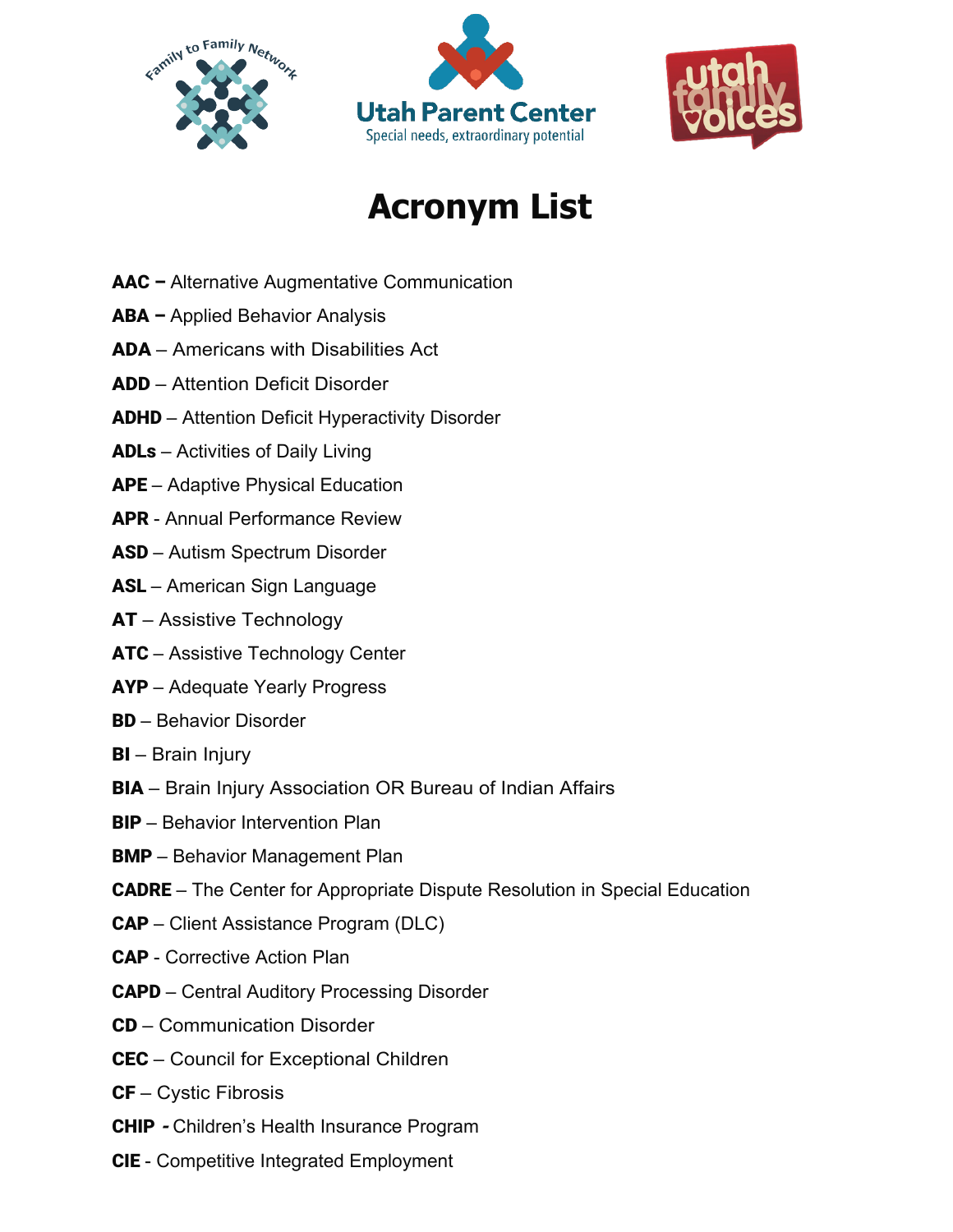# Acronym List

**AAC –** Alternative Augmentative Communication

**ABA –** Applied Behavior Analysis

**ADA** – Americans with Disabilities Act

**ADD** – Attention Deficit Disorder

**ADHD** – Attention Deficit Hyperactivity Disorder

**ADLs** – Activities of Daily Living

**APE** – Adaptive Physical Education

**APR** - Annual Performance Review

**ASD** – Autism Spectrum Disorder

**ASL** – American Sign Language

**AT** – Assistive Technology

**ATC** – Assistive Technology Center

**AYP** – Adequate Yearly Progress

**BD** – Behavior Disorder

**BI** – Brain Injury

**BIA** – Brain Injury Association OR Bureau of Indian Affairs

**BIP** – Behavior Intervention Plan

**BMP** – Behavior Management Plan

**CADRE** – The Center for Appropriate Dispute Resolution in Special Education

**CAP** – Client Assistance Program (DLC)

**CAP** - Corrective Action Plan

**CAPD** – Central Auditory Processing Disorder

**CD** – Communication Disorder

**CEC** – Council for Exceptional Children

**CF** – Cystic Fibrosis

**CHIP** *-* Children's Health Insurance Program

**CIE** - Competitive Integrated Employment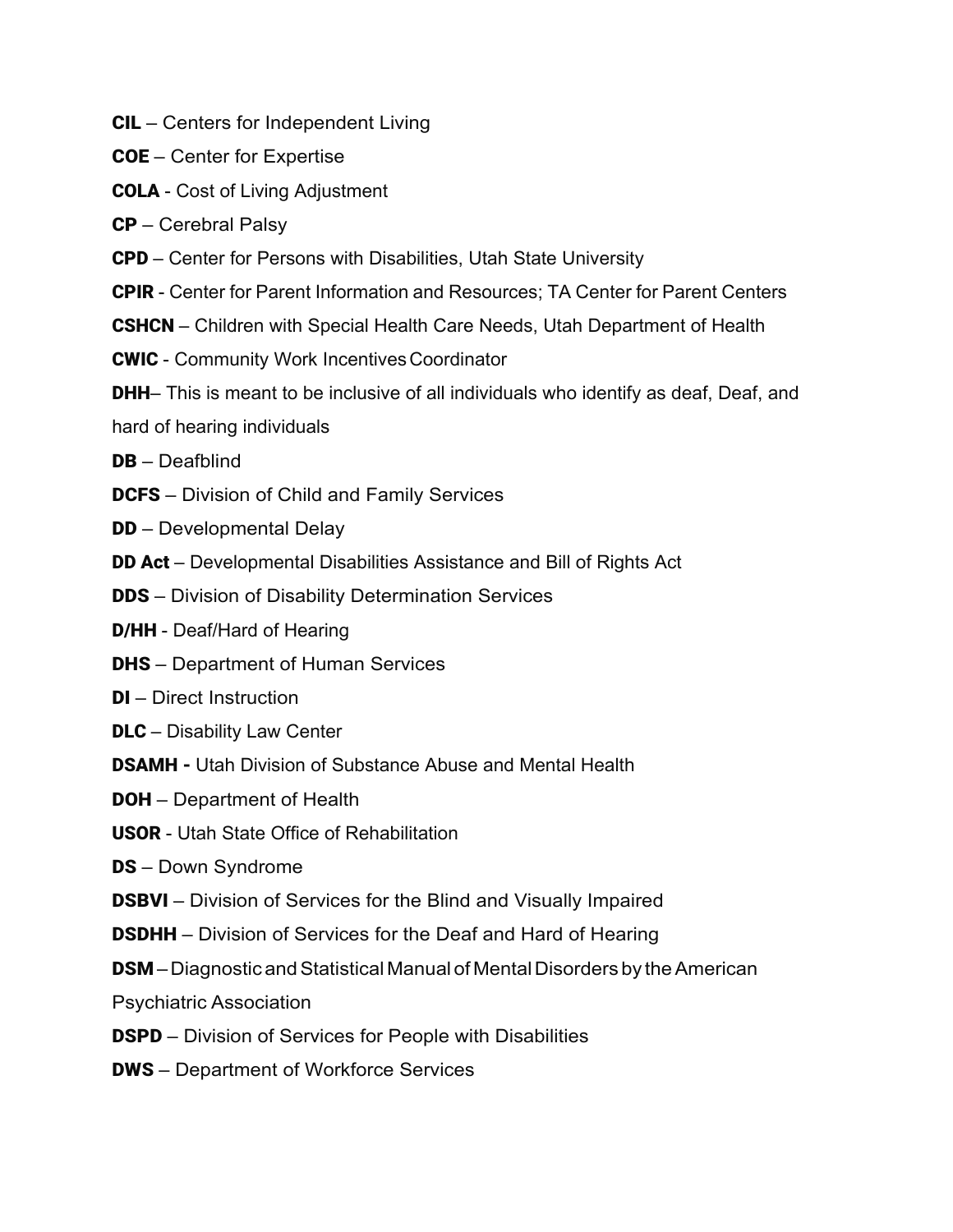**CIL** – Centers for Independent Living

**COE** – Center for Expertise

**COLA** - Cost of Living Adjustment

**CP** – Cerebral Palsy

**CPD** – Center for Persons with Disabilities, Utah State University

**CPIR** - Center for Parent Information and Resources; TA Center for Parent Centers

**CSHCN** – Children with Special Health Care Needs, Utah Department of Health

**CWIC** - Community Work Incentives Coordinator

**DHH**– This is meant to be inclusive of all individuals who identify as deaf, Deaf, and hard of hearing individuals

**DB** – Deafblind

**DCFS** – Division of Child and Family Services

**DD** – Developmental Delay

**DD Act** – Developmental Disabilities Assistance and Bill of Rights Act

**DDS** – Division of Disability Determination Services

**D/HH** - Deaf/Hard of Hearing

**DHS** – Department of Human Services

**DI** – Direct Instruction

**DLC** – Disability Law Center

**DSAMH -** Utah Division of Substance Abuse and Mental Health

**DOH** – Department of Health

**USOR** - Utah State Office of Rehabilitation

**DS** – Down Syndrome

**DSBVI** – Division of Services for the Blind and Visually Impaired

**DSDHH** – Division of Services for the Deaf and Hard of Hearing

**DSM** – Diagnostic and Statistical Manual of Mental Disorders by the American Psychiatric Association

**DSPD** – Division of Services for People with Disabilities

**DWS** – Department of Workforce Services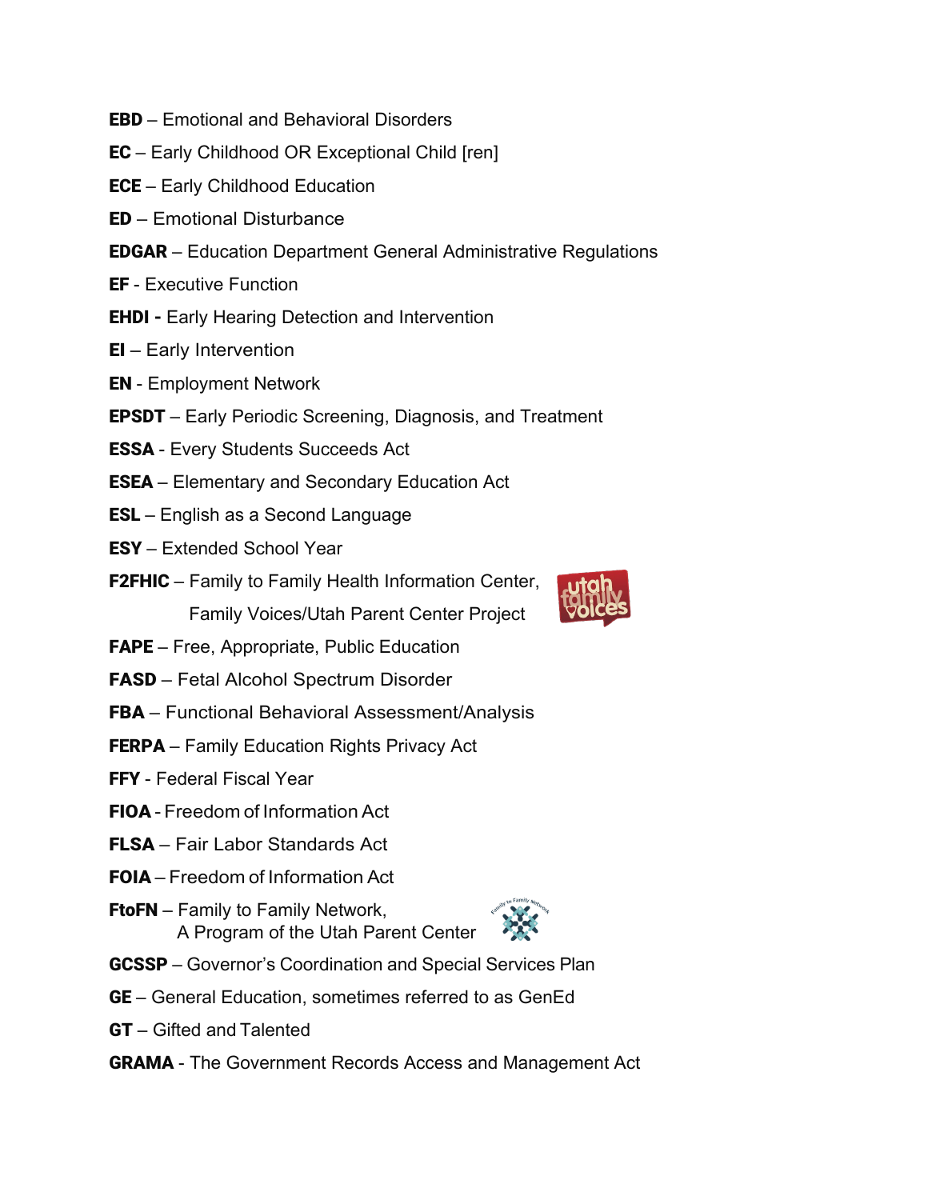**EBD** – Emotional and Behavioral Disorders

**EC** – Early Childhood OR Exceptional Child [ren]

**ECE** – Early Childhood Education

**ED** – Emotional Disturbance

**EDGAR** – Education Department General Administrative Regulations

**EF** - Executive Function

**EHDI -** Early Hearing Detection and Intervention

**EI** – Early Intervention

**EN** - Employment Network

**EPSDT** – Early Periodic Screening, Diagnosis, and Treatment

**ESSA** - Every Students Succeeds Act

**ESEA** – Elementary and Secondary Education Act

**ESL** – English as a Second Language

**ESY** – Extended School Year

**F2FHIC** – Family to Family Health Information Center, Family Voices/Utah Parent Center Project

**FAPE** – Free, Appropriate, Public Education

**FASD** – Fetal Alcohol Spectrum Disorder

**FBA** – Functional Behavioral Assessment/Analysis

**FERPA** – Family Education Rights Privacy Act

**FFY** - Federal Fiscal Year

**FIOA** - Freedom of Information Act

**FLSA** – Fair Labor Standards Act

**FOIA** – Freedom of Information Act

**FtoFN** – Family to Family Network, A Program of the Utah Parent Center

**GCSSP** – Governor's Coordination and Special Services Plan

**GE** – General Education, sometimes referred to as GenEd

**GT** – Gifted and Talented

**GRAMA** - The Government Records Access and Management Act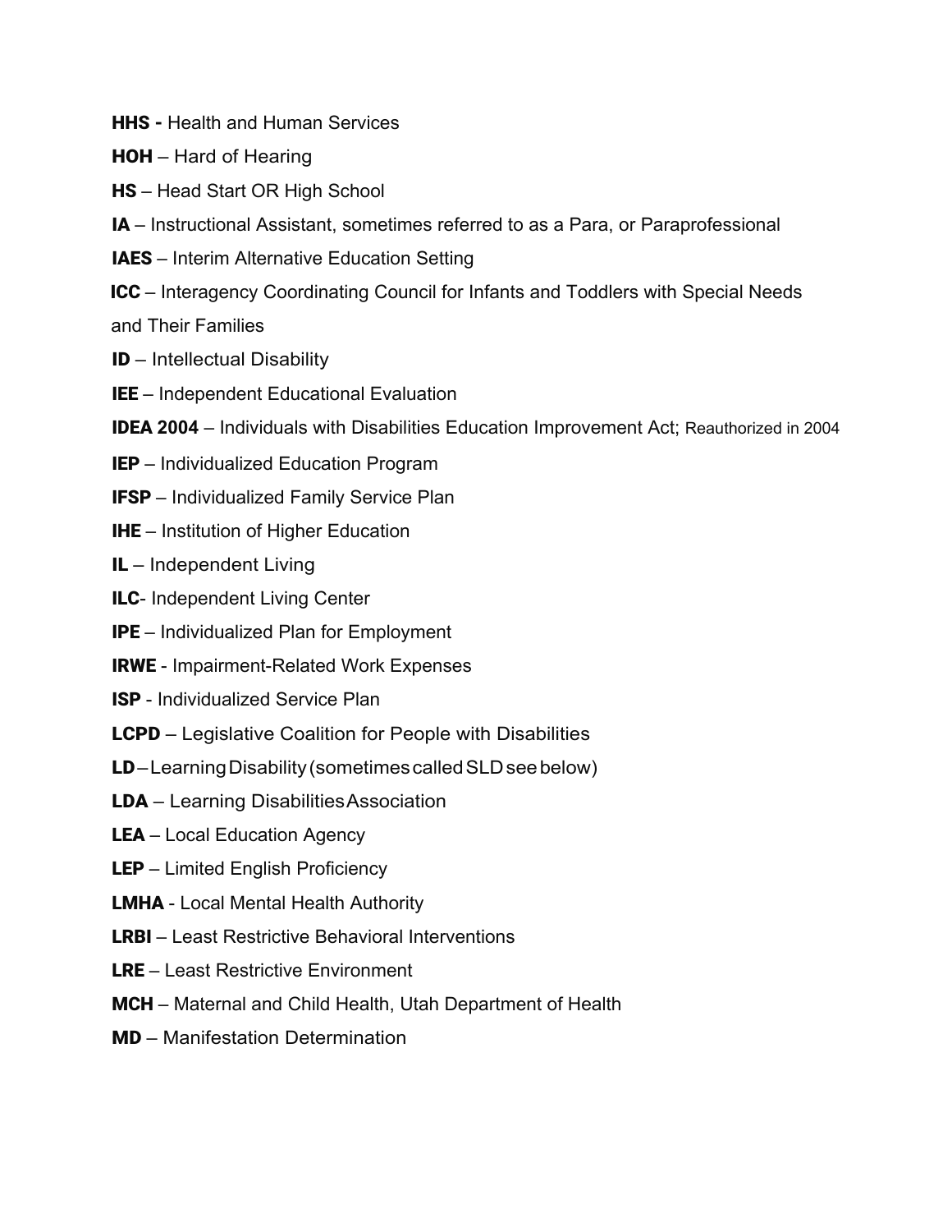**HHS -** Health and Human Services

**HOH** – Hard of Hearing

**HS** – Head Start OR High School

**IA** – Instructional Assistant, sometimes referred to as a Para, or Paraprofessional

**IAES** – Interim Alternative Education Setting

**ICC** – Interagency Coordinating Council for Infants and Toddlers with Special Needs and Their Families

**ID** – Intellectual Disability

**IEE** – Independent Educational Evaluation

**IDEA 2004** – Individuals with Disabilities Education Improvement Act; Reauthorized in 2004

**IEP** – Individualized Education Program

**IFSP** – Individualized Family Service Plan

**IHE** – Institution of Higher Education

**IL** – Independent Living

**ILC**- Independent Living Center

**IPE** – Individualized Plan for Employment

**IRWE** - Impairment-Related Work Expenses

**ISP** - Individualized Service Plan

**LCPD** – Legislative Coalition for People with Disabilities

**LD** – Learning Disability (sometimes called SLD see below)

**LDA** – Learning Disabilities Association

**LEA** – Local Education Agency

**LEP** – Limited English Proficiency

**LMHA** - Local Mental Health Authority

**LRBI** – Least Restrictive Behavioral Interventions

**LRE** – Least Restrictive Environment

**MCH** – Maternal and Child Health, Utah Department of Health

**MD** – Manifestation Determination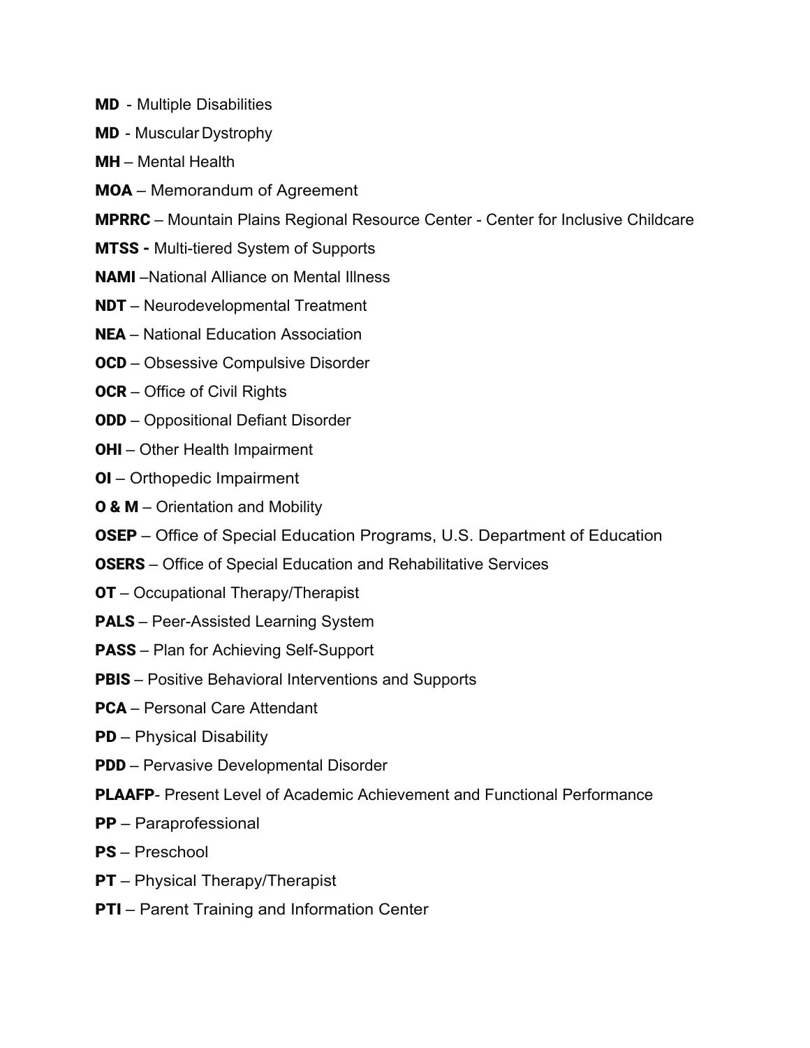**MD** - Multiple Disabilities

**MD** - Muscular Dystrophy

**MH** – Mental Health

**MOA** – Memorandum of Agreement

**MPRRC** – Mountain Plains Regional Resource Center - Center for Inclusive Childcare

**MTSS -** Multi-tiered System of Supports

**NAMI** –National Alliance on Mental Illness

**NDT** – Neurodevelopmental Treatment

**NEA** – National Education Association

**OCD** – Obsessive Compulsive Disorder

**OCR** – Office of Civil Rights

**ODD** – Oppositional Defiant Disorder

**OHI** – Other Health Impairment

**OI** – Orthopedic Impairment

**O & M** – Orientation and Mobility

**OSEP** – Office of Special Education Programs, U.S. Department of Education

**OSERS** – Office of Special Education and Rehabilitative Services

**OT** – Occupational Therapy/Therapist

**PALS** – Peer-Assisted Learning System

**PASS** – Plan for Achieving Self-Support

**PBIS** – Positive Behavioral Interventions and Supports

**PCA** – Personal Care Attendant

**PD** – Physical Disability

**PDD** – Pervasive Developmental Disorder

**PLAAFP**- Present Level of Academic Achievement and Functional Performance

**PP** – Paraprofessional

**PS** – Preschool

**PT** – Physical Therapy/Therapist

**PTI** – Parent Training and Information Center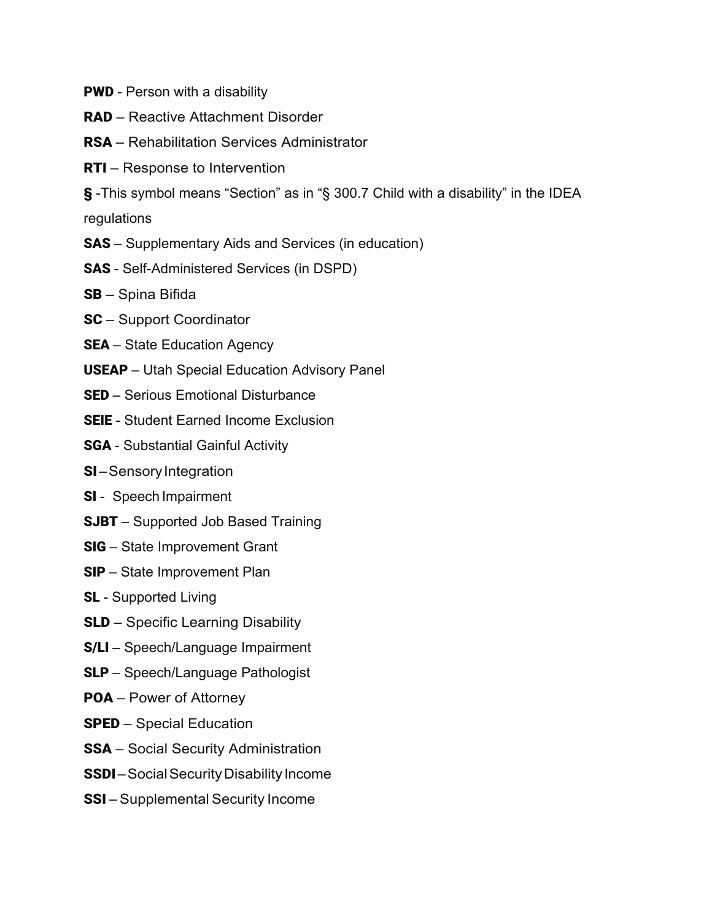**PWD** - Person with a disability

**RAD** – Reactive Attachment Disorder

**RSA** – Rehabilitation Services Administrator

**RTI** – Response to Intervention

**§** -This symbol means "Section" as in "§ 300.7 Child with a disability" in the IDEA regulations

**SAS** – Supplementary Aids and Services (in education)

**SAS** - Self-Administered Services (in DSPD)

**SB** – Spina Bifida

**SC** – Support Coordinator

**SEA** – State Education Agency

**USEAP** – Utah Special Education Advisory Panel

**SED** – Serious Emotional Disturbance

**SEIE** - Student Earned Income Exclusion

**SGA** - Substantial Gainful Activity

**SI** – Sensory Integration

**SI** - Speech Impairment

**SJBT** – Supported Job Based Training

**SIG** – State Improvement Grant

**SIP** – State Improvement Plan

**SL** - Supported Living

**SLD** – Specific Learning Disability

**S/LI** – Speech/Language Impairment

**SLP** – Speech/Language Pathologist

**POA** – Power of Attorney

**SPED** – Special Education

**SSA** – Social Security Administration

**SSDI** – Social Security Disability Income

**SSI** – Supplemental Security Income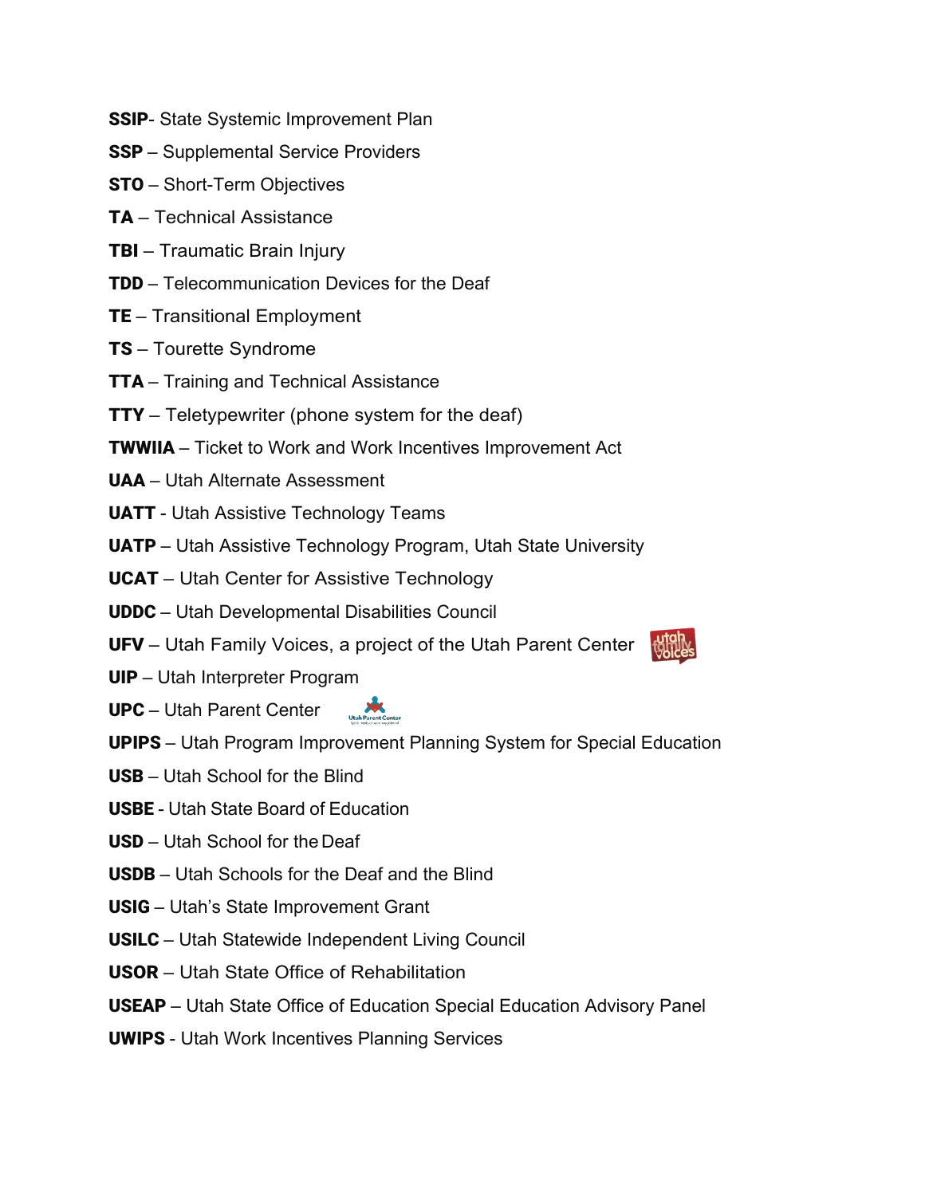**SSIP**- State Systemic Improvement Plan

**SSP** – Supplemental Service Providers

**STO** – Short-Term Objectives

**TA** – Technical Assistance

**TBI** – Traumatic Brain Injury

**TDD** – Telecommunication Devices for the Deaf

**TE** – Transitional Employment

**TS** – Tourette Syndrome

**TTA** – Training and Technical Assistance

**TTY** – Teletypewriter (phone system for the deaf)

**TWWIIA** – Ticket to Work and Work Incentives Improvement Act

**UAA** – Utah Alternate Assessment

**UATT** - Utah Assistive Technology Teams

**UATP** – Utah Assistive Technology Program, Utah State University

**UCAT** – Utah Center for Assistive Technology

**UDDC** – Utah Developmental Disabilities Council

**UFV** – Utah Family Voices, a project of the Utah Parent Center

**UIP** – Utah Interpreter Program

**UPC** – Utah Parent Center

**UPIPS** – Utah Program Improvement Planning System for Special Education

**USB** – Utah School for the Blind

**USBE** - Utah State Board of Education

**USD** – Utah School for the Deaf

**USDB** – Utah Schools for the Deaf and the Blind

**USIG** – Utah's State Improvement Grant

**USILC** – Utah Statewide Independent Living Council

**USOR** – Utah State Office of Rehabilitation

**USEAP** – Utah State Office of Education Special Education Advisory Panel

**UWIPS** - Utah Work Incentives Planning Services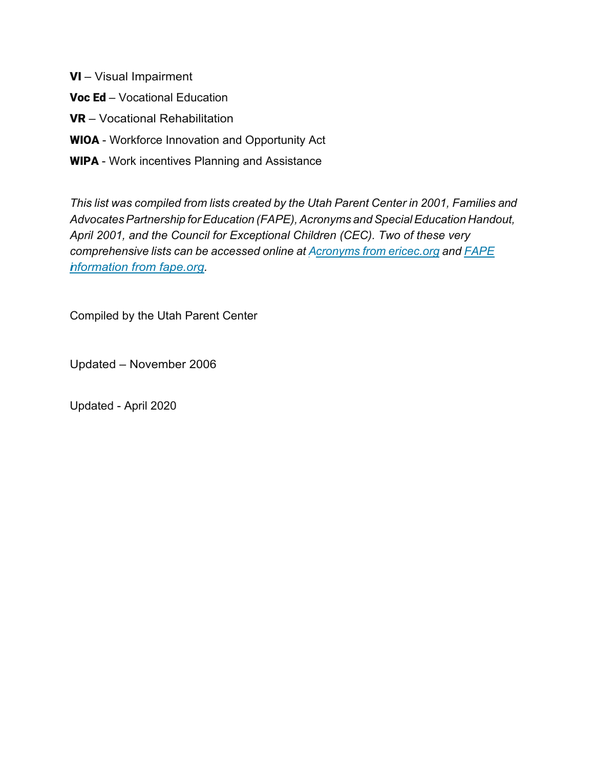**VI** – Visual Impairment

**Voc Ed** – Vocational Education

**VR** – Vocational Rehabilitation

**WIOA** - Workforce Innovation and Opportunity Act

**WIPA** - Work incentives Planning and Assistance

*This list was compiled from lists created by the Utah Parent Center in 2001, Families and Advocates Partnership for Education (FAPE), Acronyms and Special Education Handout, April 2001, and the Council for Exceptional Children (CEC). Two of these very comprehensive lists can be accessed online at Acronyms from ericec.org and FAPE information from fape.org.*

Compiled by the Utah Parent Center

Updated – November 2006

Updated - April 2020